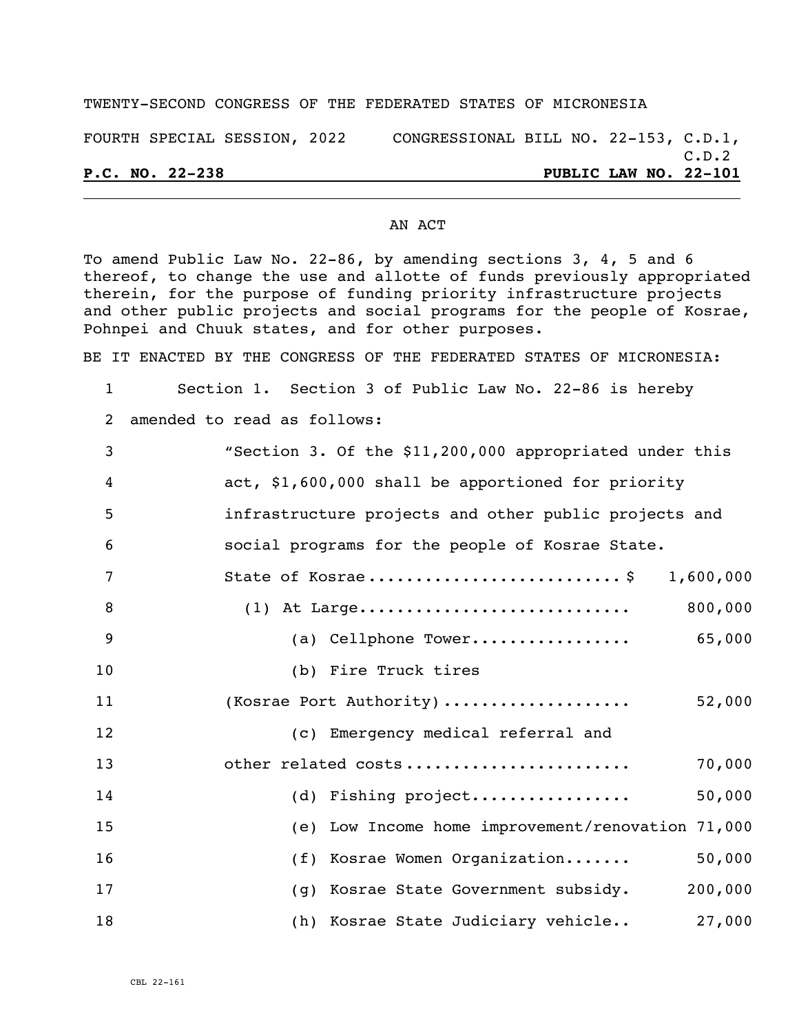TWENTY-SECOND CONGRESS OF THE FEDERATED STATES OF MICRONESIA

FOURTH SPECIAL SESSION, 2022 CONGRESSIONAL BILL NO. 22-153, C.D.1, C.D.2

**P.C. NO. 22-238 PUBLIC LAW NO. 22-101**

AN ACT

To amend Public Law No. 22-86, by amending sections 3, 4, 5 and 6 thereof, to change the use and allotte of funds previously appropriated therein, for the purpose of funding priority infrastructure projects and other public projects and social programs for the people of Kosrae, Pohnpei and Chuuk states, and for other purposes.

BE IT ENACTED BY THE CONGRESS OF THE FEDERATED STATES OF MICRONESIA:

Section 1. Section 3 of Public Law No. 22-86 is hereby amended to read as follows:

"Section 3. Of the $11,200,000 appropriated under this act, $1,600,000 shall be apportioned for priority infrastructure projects and other public projects and social programs for the people of Kosrae State.

State of Kosrae.......................... $ 1,600,000

(1) At Large............................ 800,000

(a) Cellphone Tower................. 65,000

(b) Fire Truck tires (Kosrae Port Authority).................... 52,000

(c) Emergency medical referral and other related costs....................... 70,000

(d) Fishing project................. 50,000

(e) Low Income home improvement/renovation 71,000

(f) Kosrae Women Organization....... 50,000

(g) Kosrae State Government subsidy. 200,000

(h) Kosrae State Judiciary vehicle.. 27,000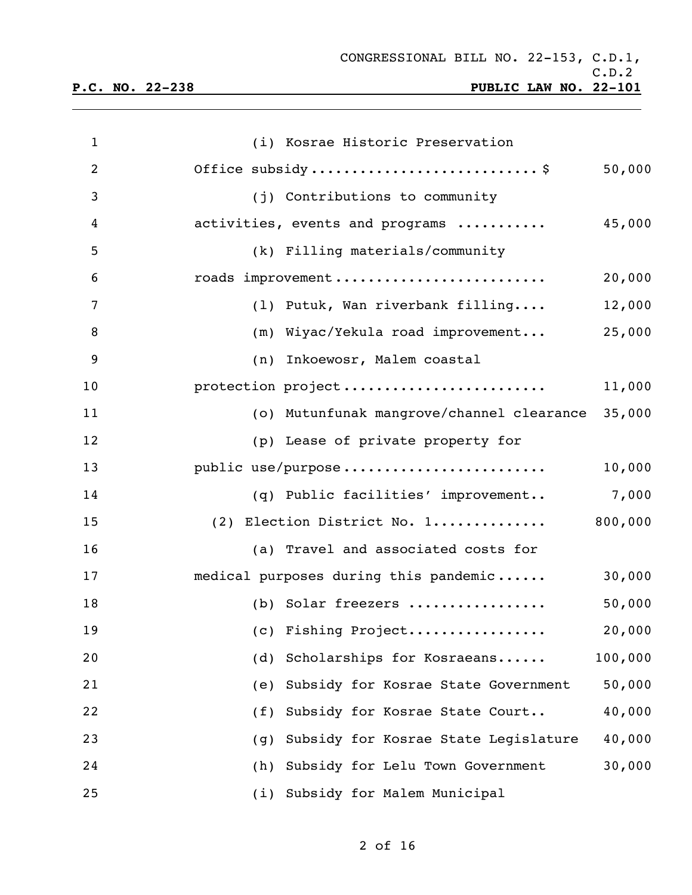(i) Kosrae Historic Preservation Office subsidy............................$ 50,000

(j) Contributions to community activities, events and programs ........... 45,000

(k) Filling materials/community roads improvement......................... 20,000

(l) Putuk, Wan riverbank filling.... 12,000

(m) Wiyac/Yekula road improvement... 25,000

(n) Inkoewosr, Malem coastal protection project........................ 11,000

(o) Mutunfunak mangrove/channel clearance 35,000

(p) Lease of private property for public use/purpose........................ 10,000

(q) Public facilities' improvement.. 7,000

(2) Election District No. 1............. 800,000

(a) Travel and associated costs for medical purposes during this pandemic...... 30,000

(b) Solar freezers ................ 50,000

(c) Fishing Project................ 20,000

(d) Scholarships for Kosraeans...... 100,000

(e) Subsidy for Kosrae State Government 50,000

(f) Subsidy for Kosrae State Court.. 40,000

(g) Subsidy for Kosrae State Legislature 40,000

(h) Subsidy for Lelu Town Government 30,000

(i) Subsidy for Malem Municipal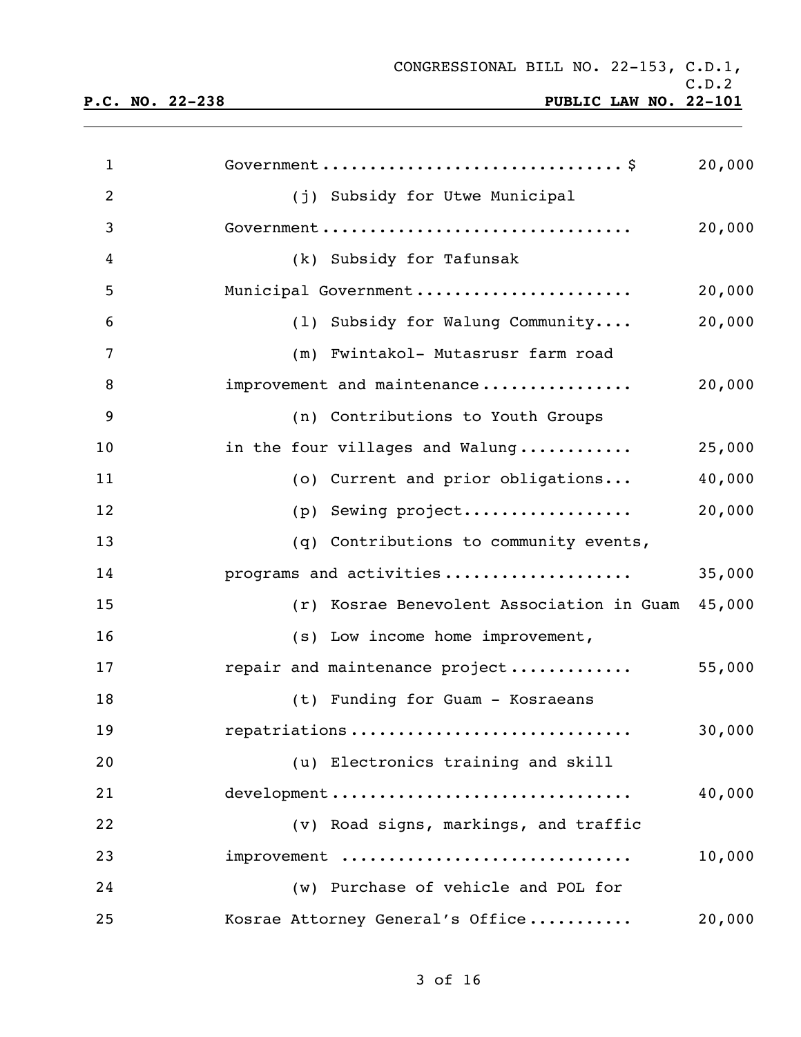CONGRESSIONAL BILL NO. 22-153, C.D.1, C.D.2

**P.C. NO. 22-238** **PUBLIC LAW NO. 22-101**

1 Government................................$ 20,000
2 (j) Subsidy for Utwe Municipal
3 Government................................ 20,000
4 (k) Subsidy for Tafunsak
5 Municipal Government...................... 20,000
6 (l) Subsidy for Walung Community.... 20,000
7 (m) Fwintakol- Mutasrusr farm road
8 improvement and maintenance................ 20,000
9 (n) Contributions to Youth Groups
10 in the four villages and Walung............ 25,000
11 (o) Current and prior obligations... 40,000
12 (p) Sewing project.................. 20,000
13 (q) Contributions to community events,
14 programs and activities................... 35,000
15 (r) Kosrae Benevolent Association in Guam 45,000
16 (s) Low income home improvement,
17 repair and maintenance project............ 55,000
18 (t) Funding for Guam - Kosraeans
19 repatriations............................. 30,000
20 (u) Electronics training and skill
21 development............................... 40,000
22 (v) Road signs, markings, and traffic
23 improvement .............................. 10,000
24 (w) Purchase of vehicle and POL for
25 Kosrae Attorney General's Office.......... 20,000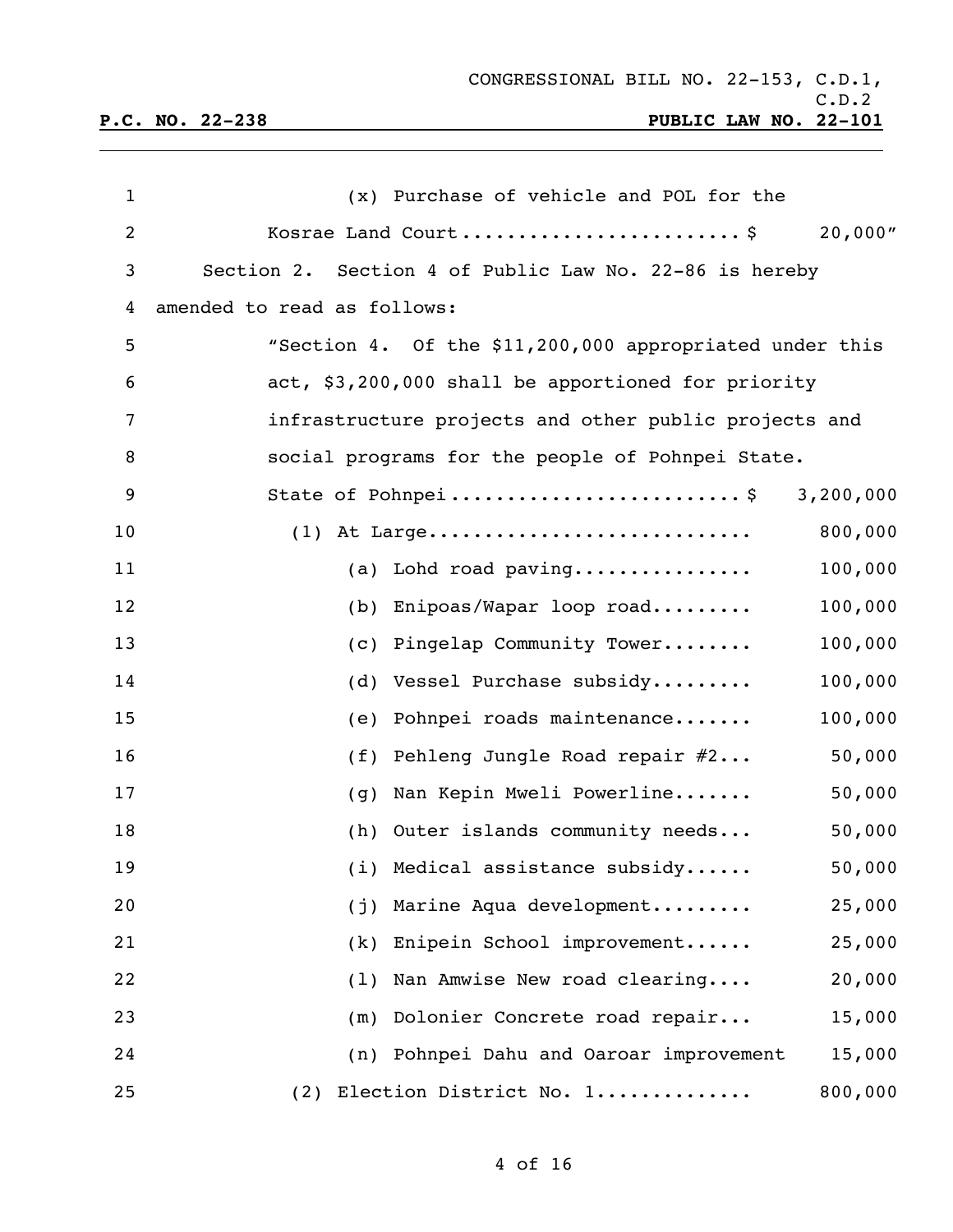(x) Purchase of vehicle and POL for the Kosrae Land Court........................ $ 20,000"

Section 2. Section 4 of Public Law No. 22-86 is hereby amended to read as follows:

"Section 4. Of the $11,200,000 appropriated under this act, $3,200,000 shall be apportioned for priority infrastructure projects and other public projects and social programs for the people of Pohnpei State.

| | |
|---|---|
| State of Pohnpei......................... $ | 3,200,000 |
| (1) At Large............................ | 800,000 |
| (a) Lohd road paving................ | 100,000 |
| (b) Enipoas/Wapar loop road......... | 100,000 |
| (c) Pingelap Community Tower........ | 100,000 |
| (d) Vessel Purchase subsidy......... | 100,000 |
| (e) Pohnpei roads maintenance....... | 100,000 |
| (f) Pehleng Jungle Road repair #2... | 50,000 |
| (g) Nan Kepin Mweli Powerline....... | 50,000 |
| (h) Outer islands community needs... | 50,000 |
| (i) Medical assistance subsidy...... | 50,000 |
| (j) Marine Aqua development......... | 25,000 |
| (k) Enipein School improvement...... | 25,000 |
| (l) Nan Amwise New road clearing.... | 20,000 |
| (m) Dolonier Concrete road repair... | 15,000 |
| (n) Pohnpei Dahu and Oaroar improvement | 15,000 |
| (2) Election District No. 1............. | 800,000 |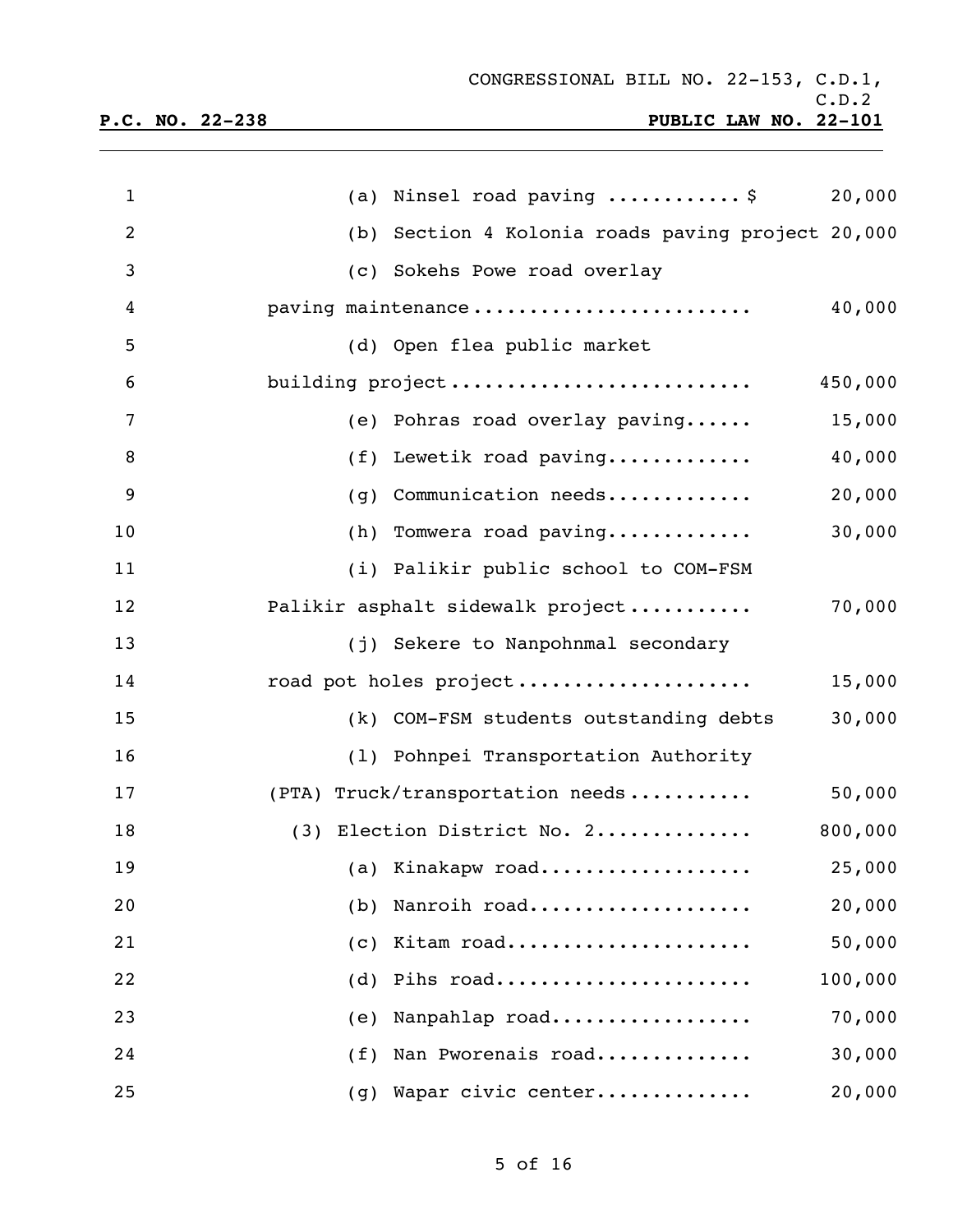(a) Ninsel road paving ............ $ 20,000

(b) Section 4 Kolonia roads paving project 20,000

(c) Sokehs Powe road overlay paving maintenance......................... 40,000

(d) Open flea public market building project.......................... 450,000

(e) Pohras road overlay paving...... 15,000

(f) Lewetik road paving............. 40,000

(g) Communication needs............. 20,000

(h) Tomwera road paving............. 30,000

(i) Palikir public school to COM-FSM Palikir asphalt sidewalk project........... 70,000

(j) Sekere to Nanpohnmal secondary road pot holes project.................... 15,000

(k) COM-FSM students outstanding debts 30,000

(l) Pohnpei Transportation Authority (PTA) Truck/transportation needs........... 50,000

(3) Election District No. 2............. 800,000

(a) Kinakapw road................... 25,000

(b) Nanroih road.................... 20,000

(c) Kitam road...................... 50,000

(d) Pihs road....................... 100,000

(e) Nanpahlap road.................. 70,000

(f) Nan Pworenais road.............. 30,000

(g) Wapar civic center.............. 20,000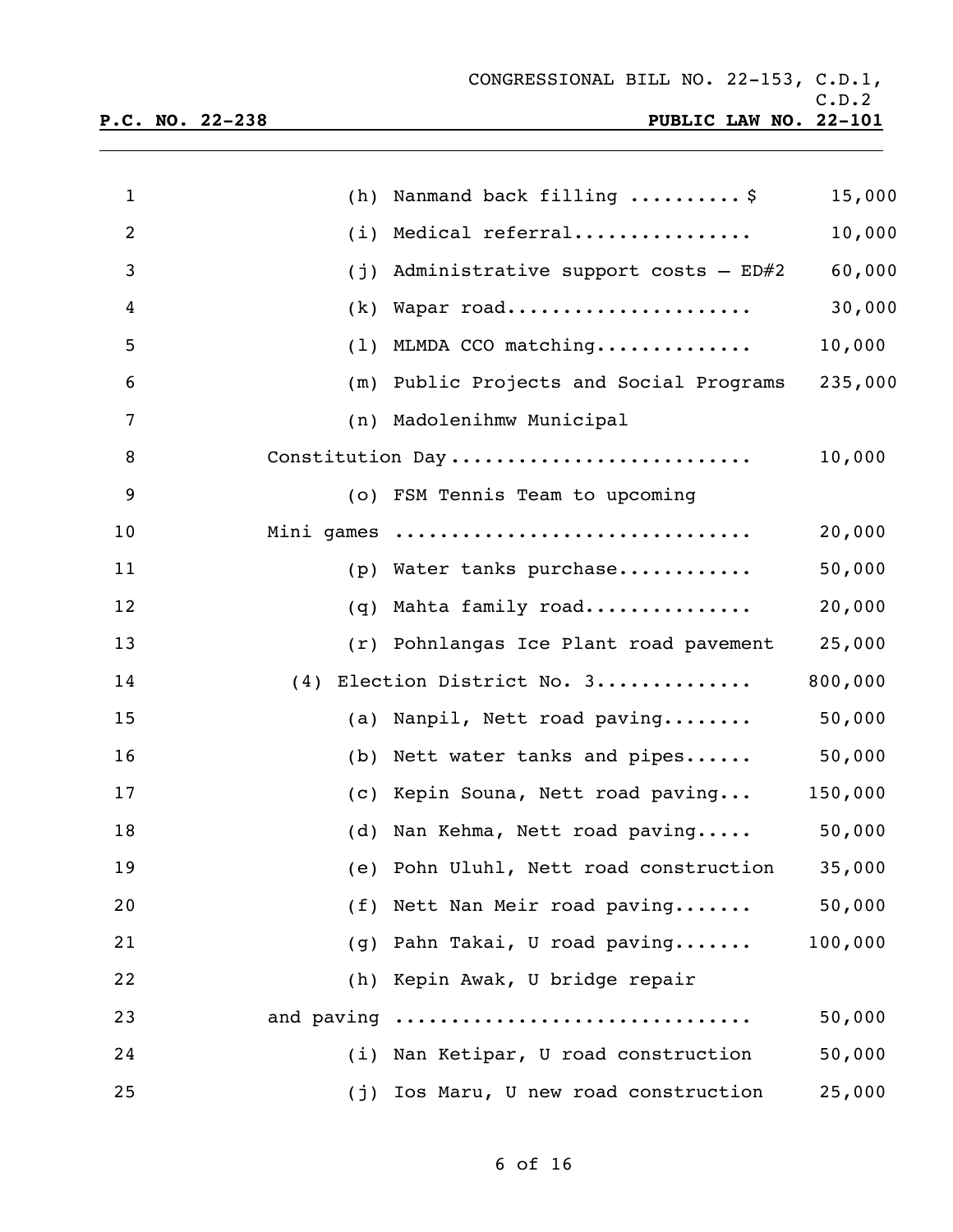(h) Nanmand back filling .......... $ 15,000

(i) Medical referral................ 10,000

(j) Administrative support costs – ED#2 60,000

(k) Wapar road...................... 30,000

(l) MLMDA CCO matching.............. 10,000

(m) Public Projects and Social Programs 235,000

(n) Madolenihmw Municipal Constitution Day........................... 10,000

(o) FSM Tennis Team to upcoming Mini games ............................... 20,000

(p) Water tanks purchase............ 50,000

(q) Mahta family road............... 20,000

(r) Pohnlangas Ice Plant road pavement 25,000

(4) Election District No. 3............. 800,000

(a) Nanpil, Nett road paving........ 50,000

(b) Nett water tanks and pipes...... 50,000

(c) Kepin Souna, Nett road paving... 150,000

(d) Nan Kehma, Nett road paving..... 50,000

(e) Pohn Uluhl, Nett road construction 35,000

(f) Nett Nan Meir road paving....... 50,000

(g) Pahn Takai, U road paving....... 100,000

(h) Kepin Awak, U bridge repair and paving ............................... 50,000

(i) Nan Ketipar, U road construction 50,000

(j) Ios Maru, U new road construction 25,000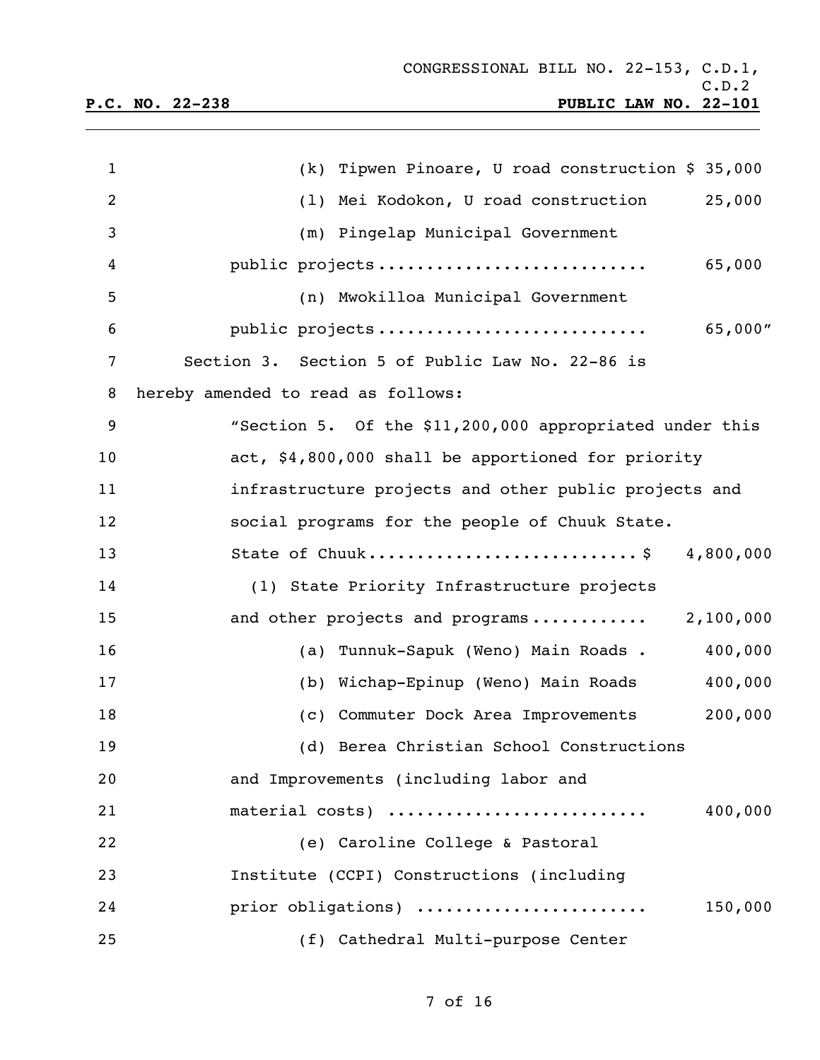(k) Tipwen Pinoare, U road construction $ 35,000

(l) Mei Kodokon, U road construction 25,000

(m) Pingelap Municipal Government public projects........................... 65,000

(n) Mwokilloa Municipal Government public projects........................... 65,000"

Section 3. Section 5 of Public Law No. 22-86 is hereby amended to read as follows:

"Section 5. Of the $11,200,000 appropriated under this act, $4,800,000 shall be apportioned for priority infrastructure projects and other public projects and social programs for the people of Chuuk State.

State of Chuuk........................... $ 4,800,000

(1) State Priority Infrastructure projects and other projects and programs............ 2,100,000

(a) Tunnuk-Sapuk (Weno) Main Roads . 400,000

(b) Wichap-Epinup (Weno) Main Roads 400,000

(c) Commuter Dock Area Improvements 200,000

(d) Berea Christian School Constructions and Improvements (including labor and material costs) .......................... 400,000

(e) Caroline College & Pastoral Institute (CCPI) Constructions (including prior obligations) ....................... 150,000

(f) Cathedral Multi-purpose Center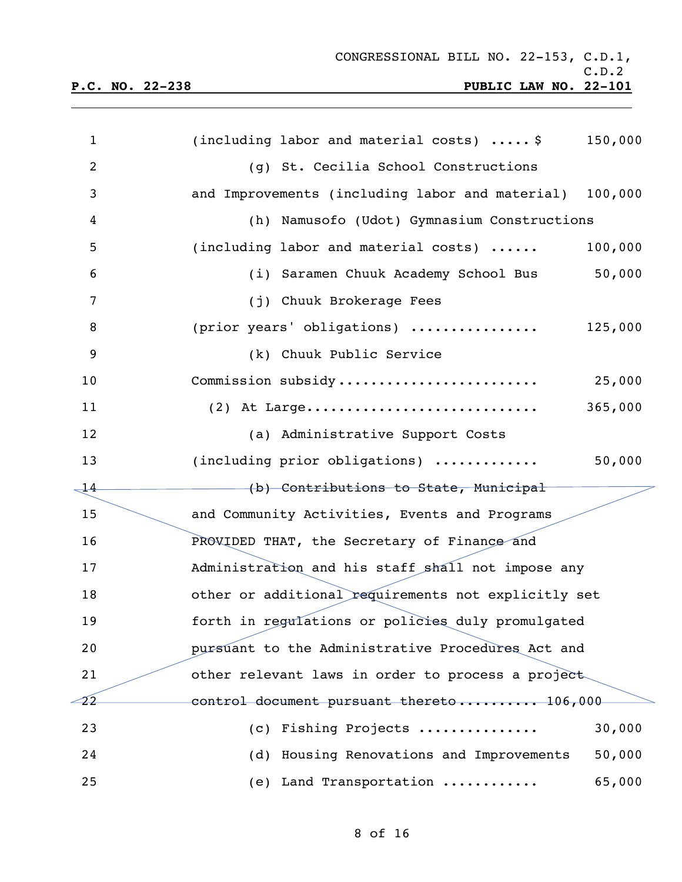CONGRESSIONAL BILL NO. 22-153, C.D.1, C.D.2

**P.C. NO. 22-238** **PUBLIC LAW NO. 22-101**

1 (including labor and material costs) ..... $ 150,000

2 (g) St. Cecilia School Constructions

3 and Improvements (including labor and material) 100,000

4 (h) Namusofo (Udot) Gymnasium Constructions

5 (including labor and material costs) ...... 100,000

6 (i) Saramen Chuuk Academy School Bus 50,000

7 (j) Chuuk Brokerage Fees

8 (prior years' obligations) ................ 125,000

9 (k) Chuuk Public Service

10 Commission subsidy......................... 25,000

11 (2) At Large............................ 365,000

12 (a) Administrative Support Costs

13 (including prior obligations) ............ 50,000

14 ~~(b) Contributions to State, Municipal~~

15 ~~and Community Activities, Events and Programs~~

16 ~~PROVIDED THAT, the Secretary of Finance and~~

17 ~~Administration and his staff shall not impose any~~

18 ~~other or additional requirements not explicitly set~~

19 ~~forth in regulations or policies duly promulgated~~

20 ~~pursuant to the Administrative Procedures Act and~~

21 ~~other relevant laws in order to process a project~~

22 ~~control document pursuant thereto.......... 106,000~~

23 (c) Fishing Projects .............. 30,000

24 (d) Housing Renovations and Improvements 50,000

25 (e) Land Transportation ........... 65,000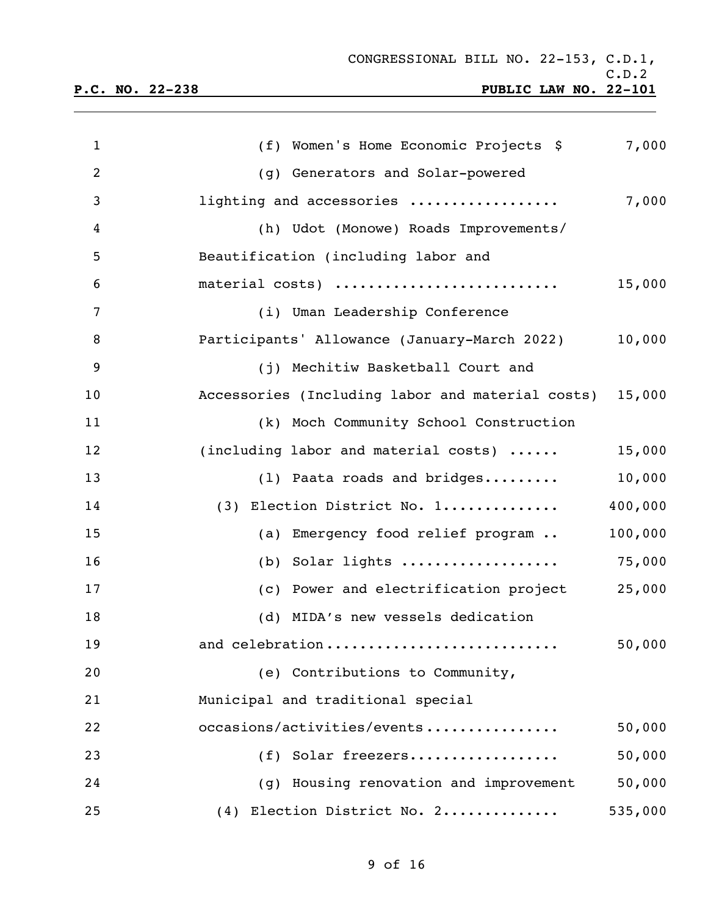(f) Women's Home Economic Projects $ 7,000

(g) Generators and Solar-powered lighting and accessories .................. 7,000

(h) Udot (Monowe) Roads Improvements/ Beautification (including labor and material costs) .......................... 15,000

(i) Uman Leadership Conference Participants' Allowance (January-March 2022) 10,000

(j) Mechitiw Basketball Court and Accessories (Including labor and material costs) 15,000

(k) Moch Community School Construction (including labor and material costs) ...... 15,000

(l) Paata roads and bridges......... 10,000

(3) Election District No. 1............. 400,000

(a) Emergency food relief program .. 100,000

(b) Solar lights .................. 75,000

(c) Power and electrification project 25,000

(d) MIDA's new vessels dedication and celebration........................... 50,000

(e) Contributions to Community, Municipal and traditional special occasions/activities/events................ 50,000

(f) Solar freezers................. 50,000

(g) Housing renovation and improvement 50,000

(4) Election District No. 2............. 535,000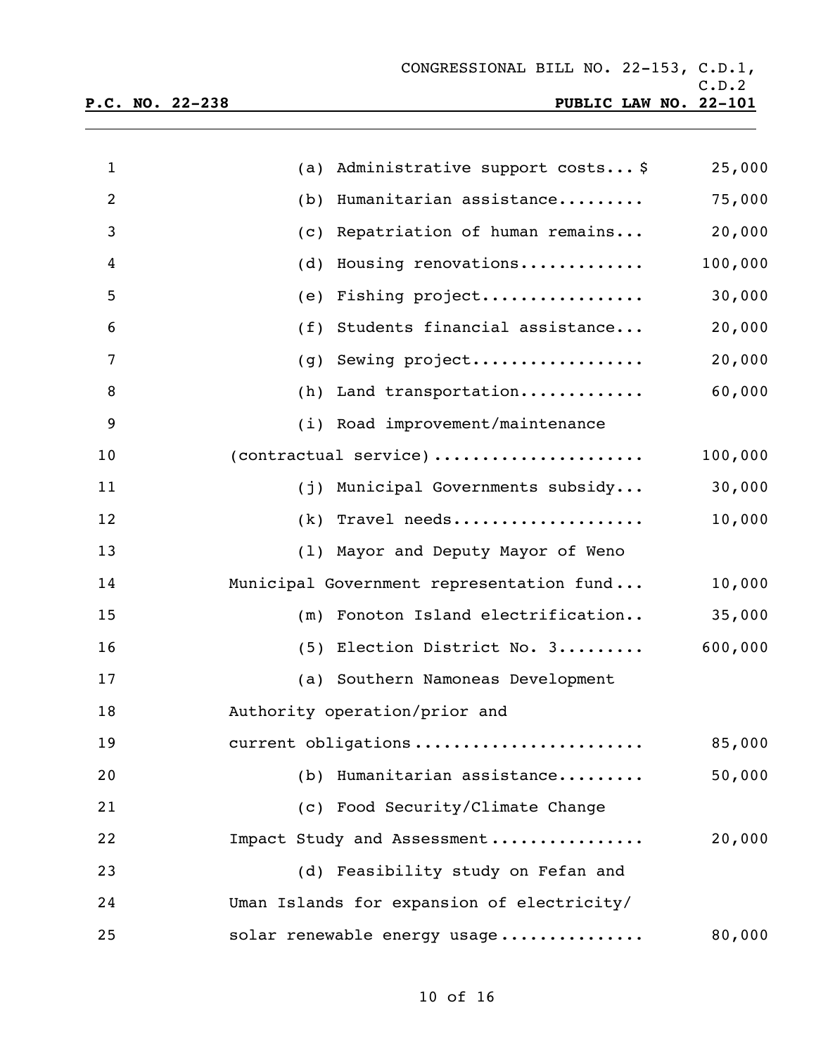(a) Administrative support costs... $ 25,000

(b) Humanitarian assistance......... 75,000

(c) Repatriation of human remains... 20,000

(d) Housing renovations............. 100,000

(e) Fishing project................. 30,000

(f) Students financial assistance... 20,000

(g) Sewing project.................. 20,000

(h) Land transportation............. 60,000

(i) Road improvement/maintenance (contractual service)...................... 100,000

(j) Municipal Governments subsidy... 30,000

(k) Travel needs.................... 10,000

(l) Mayor and Deputy Mayor of Weno Municipal Government representation fund... 10,000

(m) Fonoton Island electrification.. 35,000

(5) Election District No. 3......... 600,000

(a) Southern Namoneas Development Authority operation/prior and current obligations........................ 85,000

(b) Humanitarian assistance......... 50,000

(c) Food Security/Climate Change Impact Study and Assessment................ 20,000

(d) Feasibility study on Fefan and Uman Islands for expansion of electricity/ solar renewable energy usage............... 80,000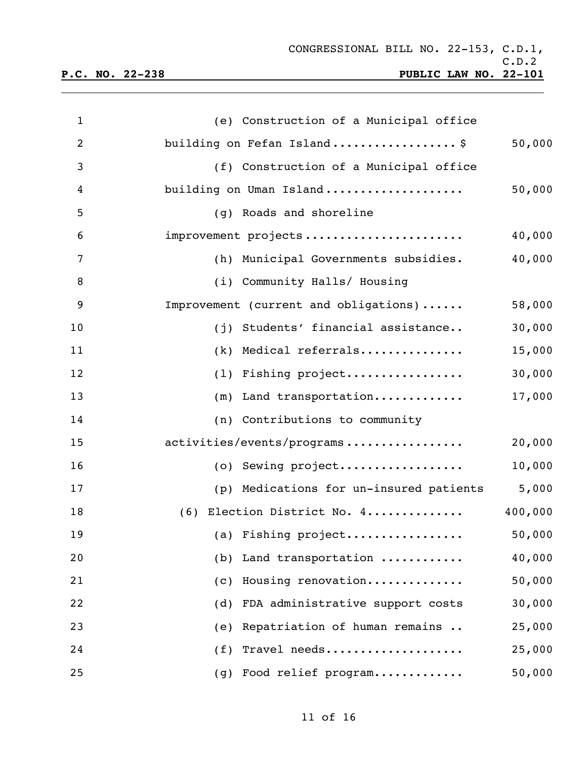(e) Construction of a Municipal office building on Fefan Island.................. $ 50,000

(f) Construction of a Municipal office building on Uman Island.................... 50,000

(g) Roads and shoreline improvement projects....................... 40,000

(h) Municipal Governments subsidies. 40,000

(i) Community Halls/ Housing Improvement (current and obligations)...... 58,000

(j) Students' financial assistance.. 30,000

(k) Medical referrals............... 15,000

(l) Fishing project................. 30,000

(m) Land transportation............. 17,000

(n) Contributions to community activities/events/programs................. 20,000

(o) Sewing project.................. 10,000

(p) Medications for un-insured patients 5,000

(6) Election District No. 4............. 400,000

(a) Fishing project................. 50,000

(b) Land transportation ............ 40,000

(c) Housing renovation.............. 50,000

(d) FDA administrative support costs 30,000

(e) Repatriation of human remains .. 25,000

(f) Travel needs.................... 25,000

(g) Food relief program............. 50,000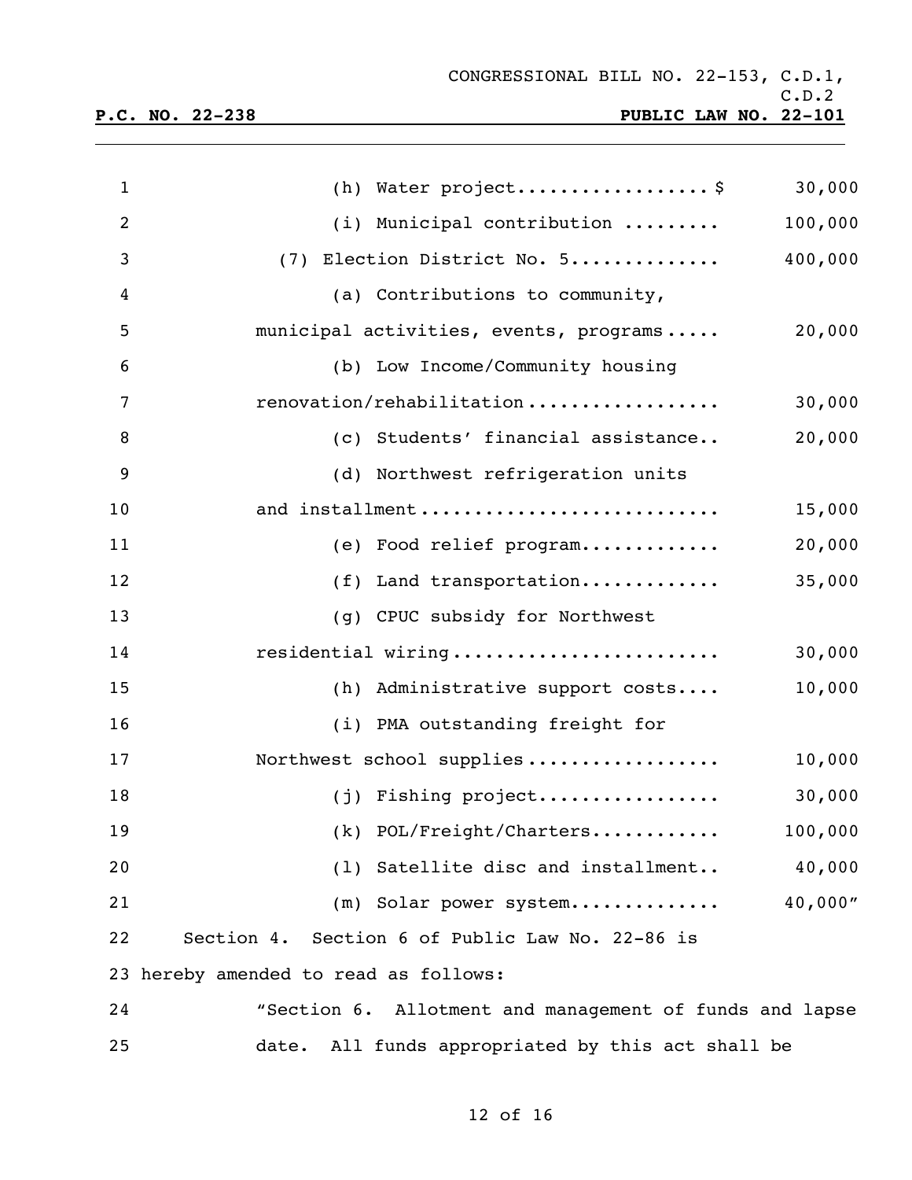(h) Water project.................$ 30,000

(i) Municipal contribution ......... 100,000

(7) Election District No. 5............. 400,000

(a) Contributions to community, municipal activities, events, programs..... 20,000

(b) Low Income/Community housing renovation/rehabilitation.................. 30,000

(c) Students' financial assistance.. 20,000

(d) Northwest refrigeration units and installment........................... 15,000

(e) Food relief program............. 20,000

(f) Land transportation............. 35,000

(g) CPUC subsidy for Northwest residential wiring........................ 30,000

(h) Administrative support costs.... 10,000

(i) PMA outstanding freight for Northwest school supplies.................. 10,000

(j) Fishing project................. 30,000

(k) POL/Freight/Charters............ 100,000

(l) Satellite disc and installment.. 40,000

(m) Solar power system............. 40,000"

Section 4. Section 6 of Public Law No. 22-86 is hereby amended to read as follows:

"Section 6. Allotment and management of funds and lapse date. All funds appropriated by this act shall be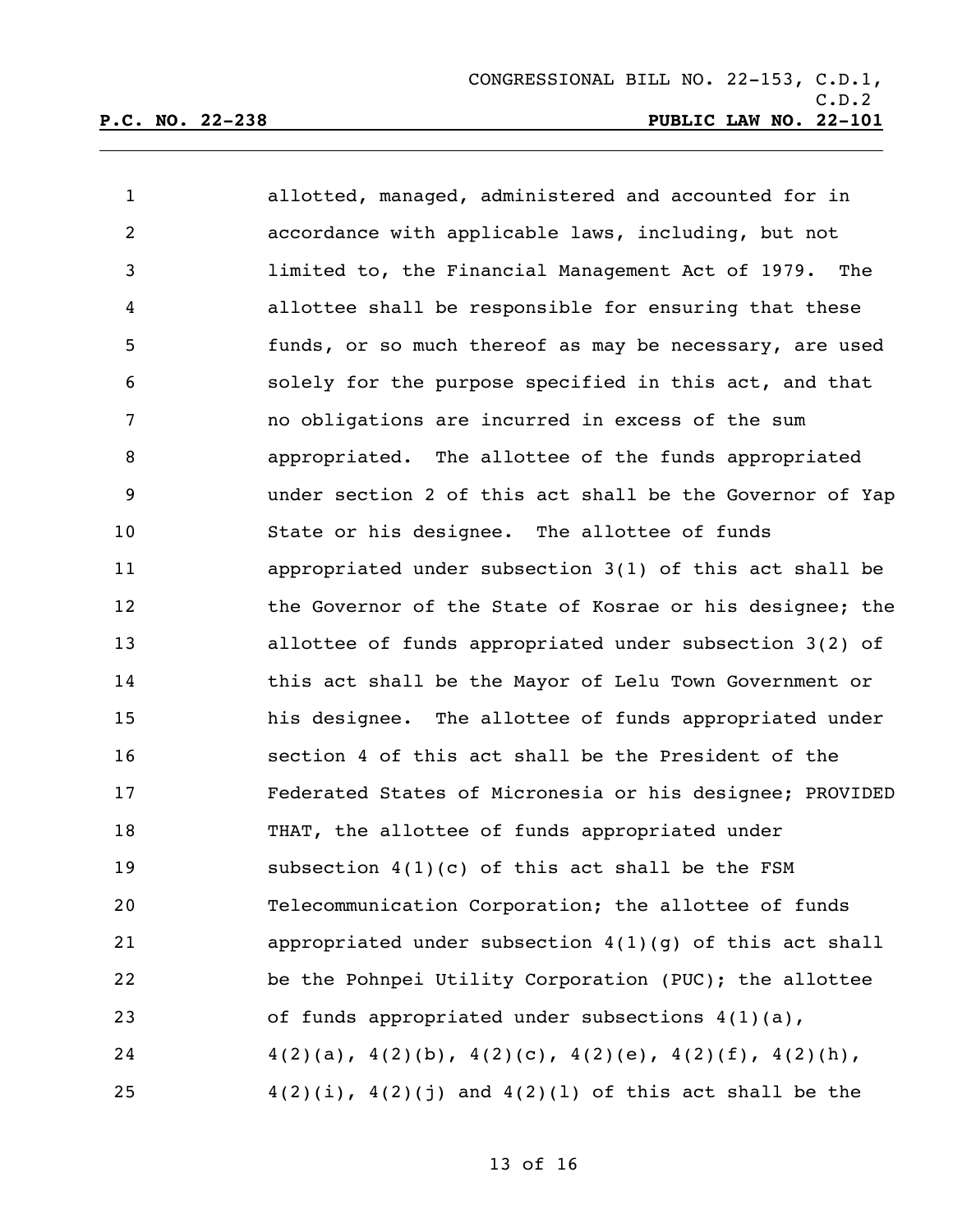allotted, managed, administered and accounted for in accordance with applicable laws, including, but not limited to, the Financial Management Act of 1979. The allottee shall be responsible for ensuring that these funds, or so much thereof as may be necessary, are used solely for the purpose specified in this act, and that no obligations are incurred in excess of the sum appropriated. The allottee of the funds appropriated under section 2 of this act shall be the Governor of Yap State or his designee. The allottee of funds appropriated under subsection 3(1) of this act shall be the Governor of the State of Kosrae or his designee; the allottee of funds appropriated under subsection 3(2) of this act shall be the Mayor of Lelu Town Government or his designee. The allottee of funds appropriated under section 4 of this act shall be the President of the Federated States of Micronesia or his designee; PROVIDED THAT, the allottee of funds appropriated under subsection 4(1)(c) of this act shall be the FSM Telecommunication Corporation; the allottee of funds appropriated under subsection 4(1)(g) of this act shall be the Pohnpei Utility Corporation (PUC); the allottee of funds appropriated under subsections 4(1)(a), 4(2)(a), 4(2)(b), 4(2)(c), 4(2)(e), 4(2)(f), 4(2)(h), 4(2)(i), 4(2)(j) and 4(2)(l) of this act shall be the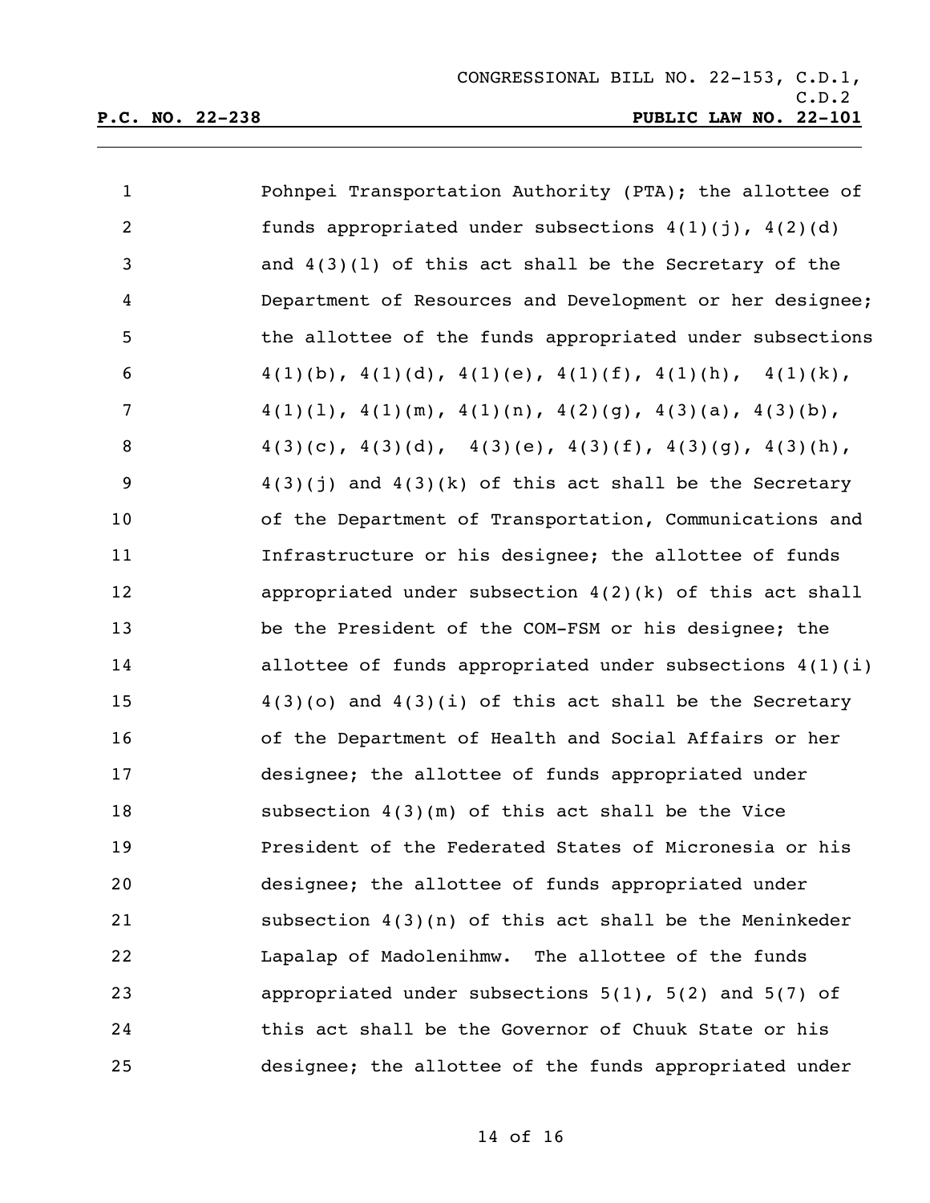Pohnpei Transportation Authority (PTA); the allottee of funds appropriated under subsections 4(1)(j), 4(2)(d) and 4(3)(l) of this act shall be the Secretary of the Department of Resources and Development or her designee; the allottee of the funds appropriated under subsections 4(1)(b), 4(1)(d), 4(1)(e), 4(1)(f), 4(1)(h), 4(1)(k), 4(1)(l), 4(1)(m), 4(1)(n), 4(2)(g), 4(3)(a), 4(3)(b), 4(3)(c), 4(3)(d), 4(3)(e), 4(3)(f), 4(3)(g), 4(3)(h), 4(3)(j) and 4(3)(k) of this act shall be the Secretary of the Department of Transportation, Communications and Infrastructure or his designee; the allottee of funds appropriated under subsection 4(2)(k) of this act shall be the President of the COM-FSM or his designee; the allottee of funds appropriated under subsections 4(1)(i) 4(3)(o) and 4(3)(i) of this act shall be the Secretary of the Department of Health and Social Affairs or her designee; the allottee of funds appropriated under subsection 4(3)(m) of this act shall be the Vice President of the Federated States of Micronesia or his designee; the allottee of funds appropriated under subsection 4(3)(n) of this act shall be the Meninkeder Lapalap of Madolenihmw. The allottee of the funds appropriated under subsections 5(1), 5(2) and 5(7) of this act shall be the Governor of Chuuk State or his designee; the allottee of the funds appropriated under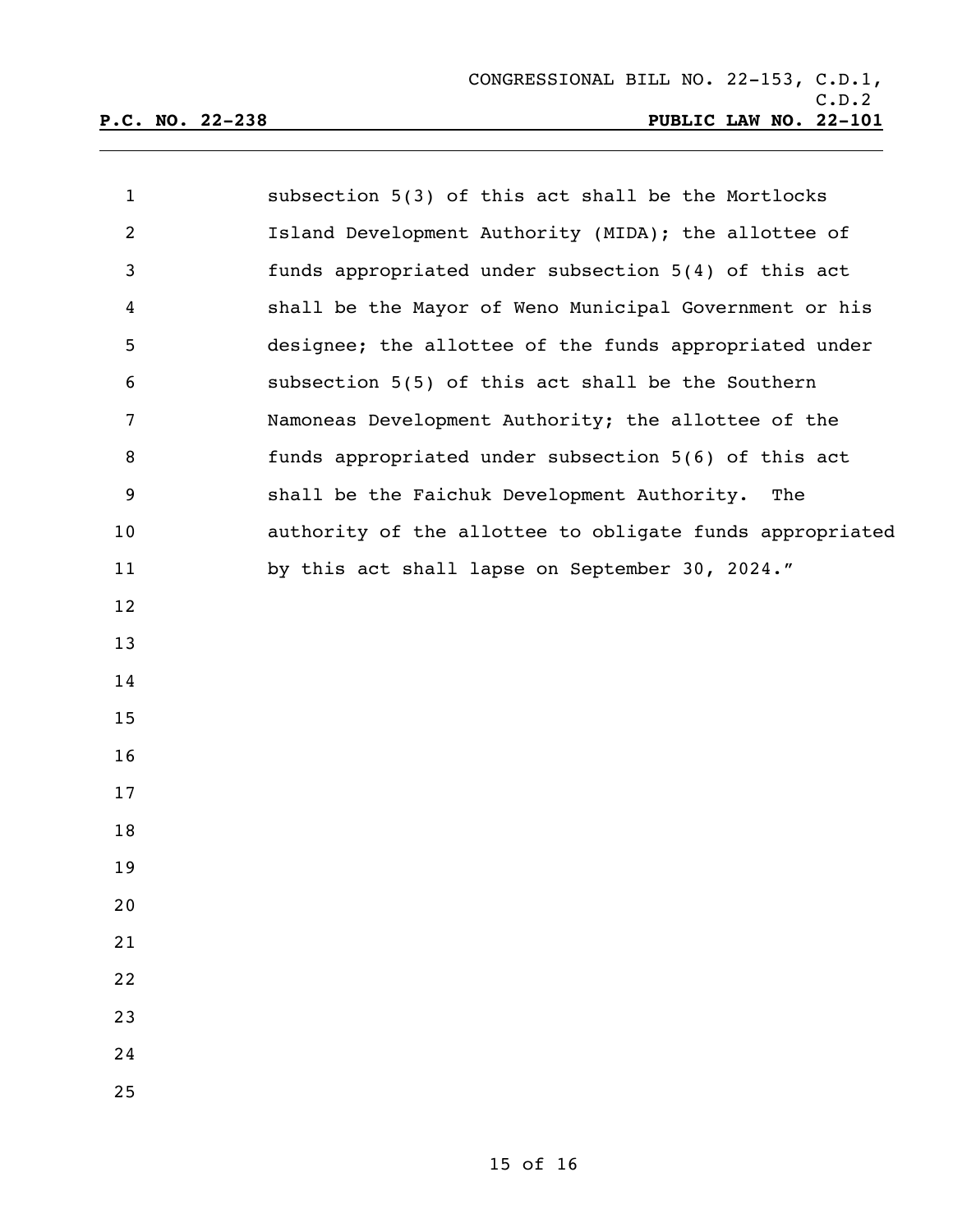subsection 5(3) of this act shall be the Mortlocks Island Development Authority (MIDA); the allottee of funds appropriated under subsection 5(4) of this act shall be the Mayor of Weno Municipal Government or his designee; the allottee of the funds appropriated under subsection 5(5) of this act shall be the Southern Namoneas Development Authority; the allottee of the funds appropriated under subsection 5(6) of this act shall be the Faichuk Development Authority. The authority of the allottee to obligate funds appropriated by this act shall lapse on September 30, 2024."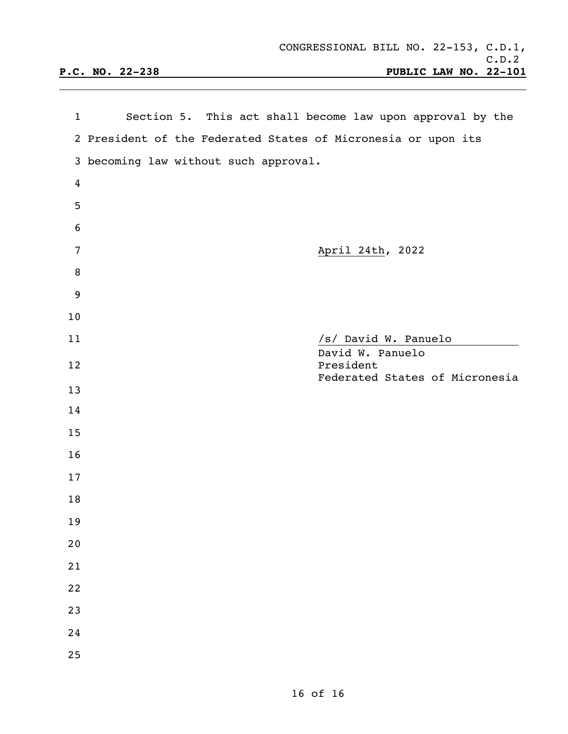Section 5. This act shall become law upon approval by the President of the Federated States of Micronesia or upon its becoming law without such approval.

April 24th, 2022

/s/ David W. Panuelo

David W. Panuelo
President
Federated States of Micronesia